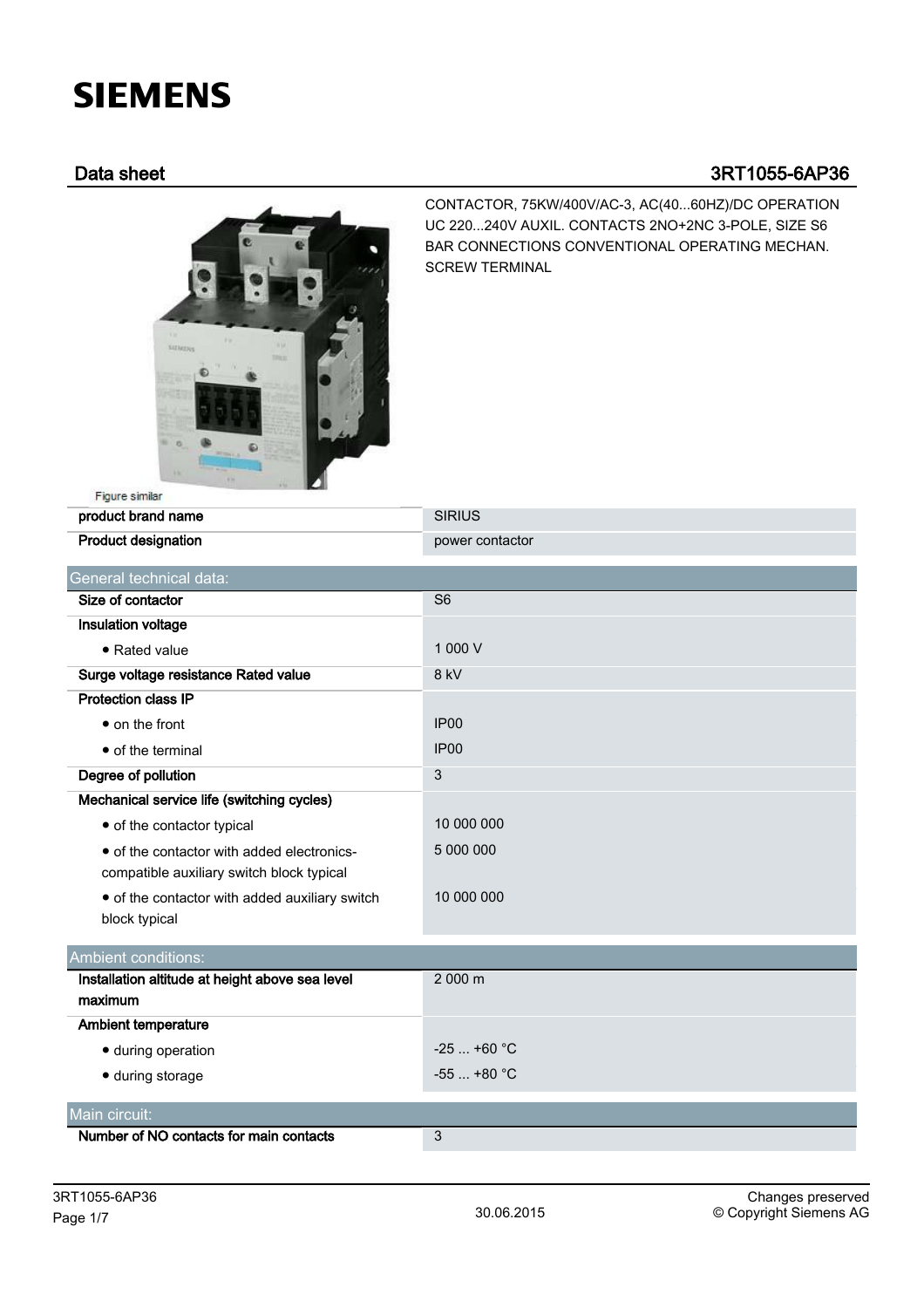# SIEMENS

## Data sheet 3RT1055-6AP36

CONTACTOR, 75KW/400V/AC-3, AC(40...60HZ)/DC OPERATION UC 220...240V AUXIL. CONTACTS 2NO+2NC 3-POLE, SIZE S6 BAR CONNECTIONS CONVENTIONAL OPERATING MECHAN. SCREW TERMINAL

Figure similar

| | |
|---|---|
| **product brand name** | SIRIUS |
| **Product designation** | power contactor |

| General technical data: | |
|---|---|
| **Size of contactor** | S6 |
| **Insulation voltage** | |
| • Rated value | 1 000 V |
| **Surge voltage resistance Rated value** | 8 kV |
| **Protection class IP** | |
| • on the front | IP00 |
| • of the terminal | IP00 |
| **Degree of pollution** | 3 |
| **Mechanical service life (switching cycles)** | |
| • of the contactor typical | 10 000 000 |
| • of the contactor with added electronics-compatible auxiliary switch block typical | 5 000 000 |
| • of the contactor with added auxiliary switch block typical | 10 000 000 |

| Ambient conditions: | |
|---|---|
| **Installation altitude at height above sea level maximum** | 2 000 m |
| **Ambient temperature** | |
| • during operation | -25 ... +60 °C |
| • during storage | -55 ... +80 °C |

| Main circuit: | |
|---|---|
| **Number of NO contacts for main contacts** | 3 |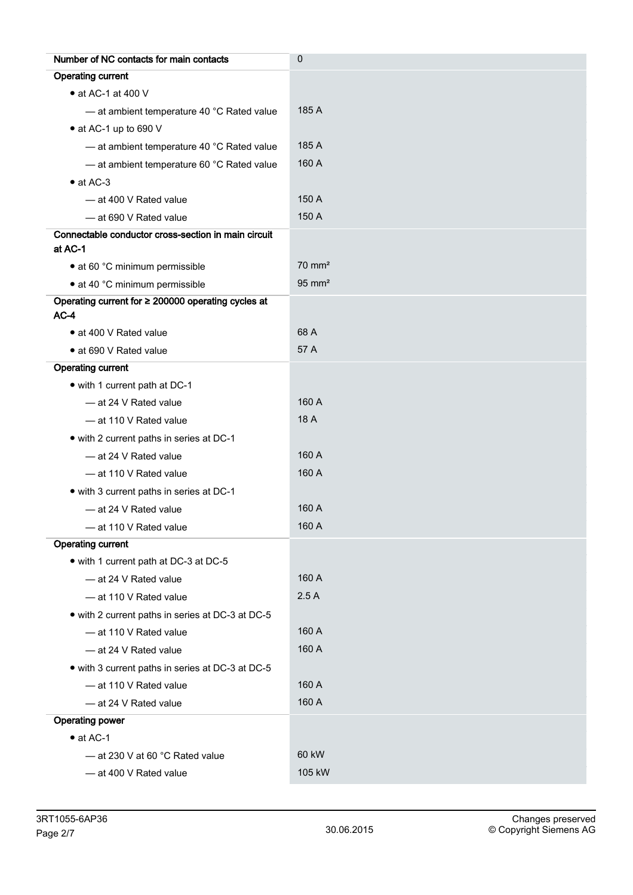| | |
|---|---|
| **Number of NC contacts for main contacts** | 0 |
| **Operating current** | |
| • at AC-1 at 400 V | |
| — at ambient temperature 40 °C Rated value | 185 A |
| • at AC-1 up to 690 V | |
| — at ambient temperature 40 °C Rated value | 185 A |
| — at ambient temperature 60 °C Rated value | 160 A |
| • at AC-3 | |
| — at 400 V Rated value | 150 A |
| — at 690 V Rated value | 150 A |
| **Connectable conductor cross-section in main circuit at AC-1** | |
| • at 60 °C minimum permissible | 70 mm² |
| • at 40 °C minimum permissible | 95 mm² |
| **Operating current for ≥ 200000 operating cycles at AC-4** | |
| • at 400 V Rated value | 68 A |
| • at 690 V Rated value | 57 A |
| **Operating current** | |
| • with 1 current path at DC-1 | |
| — at 24 V Rated value | 160 A |
| — at 110 V Rated value | 18 A |
| • with 2 current paths in series at DC-1 | |
| — at 24 V Rated value | 160 A |
| — at 110 V Rated value | 160 A |
| • with 3 current paths in series at DC-1 | |
| — at 24 V Rated value | 160 A |
| — at 110 V Rated value | 160 A |
| **Operating current** | |
| • with 1 current path at DC-3 at DC-5 | |
| — at 24 V Rated value | 160 A |
| — at 110 V Rated value | 2.5 A |
| • with 2 current paths in series at DC-3 at DC-5 | |
| — at 110 V Rated value | 160 A |
| — at 24 V Rated value | 160 A |
| • with 3 current paths in series at DC-3 at DC-5 | |
| — at 110 V Rated value | 160 A |
| — at 24 V Rated value | 160 A |
| **Operating power** | |
| • at AC-1 | |
| — at 230 V at 60 °C Rated value | 60 kW |
| — at 400 V Rated value | 105 kW |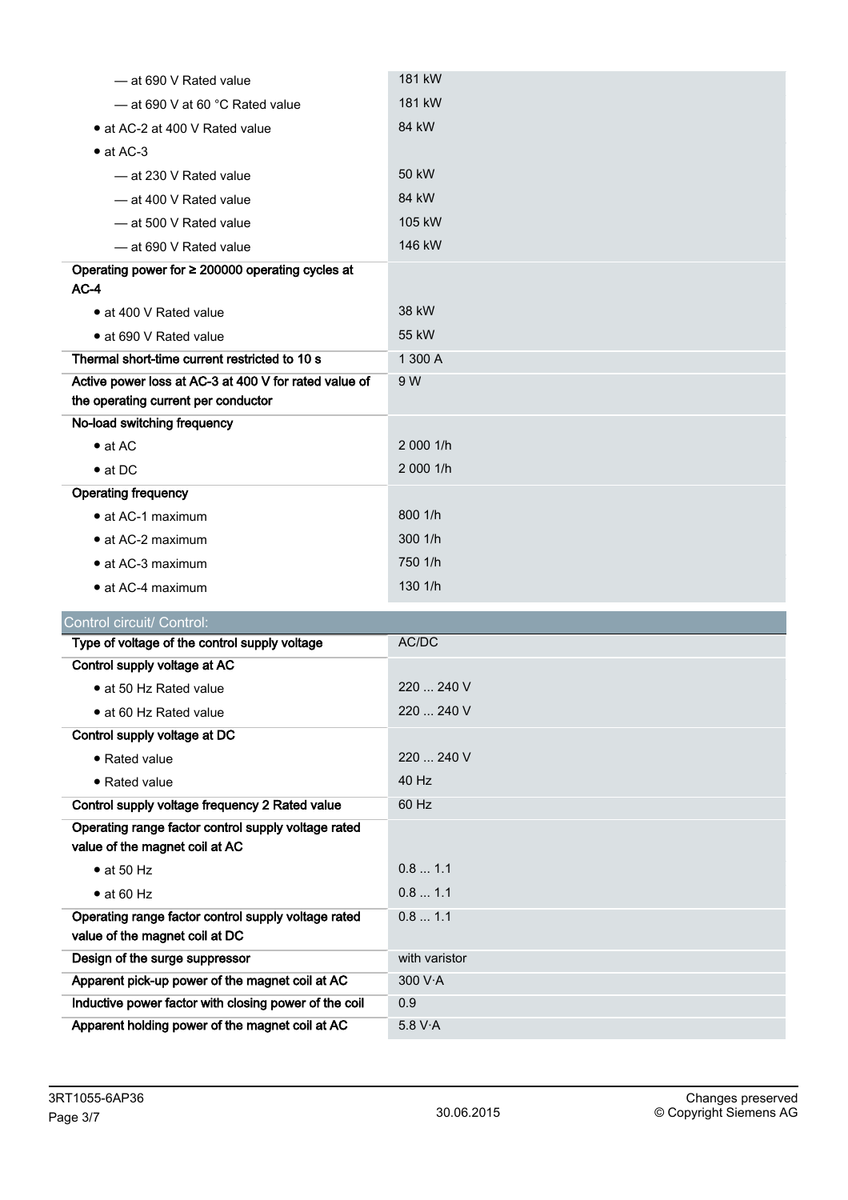| | |
|---|---|
| — at 690 V Rated value | 181 kW |
| — at 690 V at 60 °C Rated value | 181 kW |
| • at AC-2 at 400 V Rated value | 84 kW |
| • at AC-3 | |
| — at 230 V Rated value | 50 kW |
| — at 400 V Rated value | 84 kW |
| — at 500 V Rated value | 105 kW |
| — at 690 V Rated value | 146 kW |
| **Operating power for ≥ 200000 operating cycles at AC-4** | |
| • at 400 V Rated value | 38 kW |
| • at 690 V Rated value | 55 kW |
| **Thermal short-time current restricted to 10 s** | 1 300 A |
| **Active power loss at AC-3 at 400 V for rated value of the operating current per conductor** | 9 W |
| **No-load switching frequency** | |
| • at AC | 2 000 1/h |
| • at DC | 2 000 1/h |
| **Operating frequency** | |
| • at AC-1 maximum | 800 1/h |
| • at AC-2 maximum | 300 1/h |
| • at AC-3 maximum | 750 1/h |
| • at AC-4 maximum | 130 1/h |

## Control circuit/ Control:

| | |
|---|---|
| **Type of voltage of the control supply voltage** | AC/DC |
| **Control supply voltage at AC** | |
| • at 50 Hz Rated value | 220 ... 240 V |
| • at 60 Hz Rated value | 220 ... 240 V |
| **Control supply voltage at DC** | |
| • Rated value | 220 ... 240 V |
| • Rated value | 40 Hz |
| **Control supply voltage frequency 2 Rated value** | 60 Hz |
| **Operating range factor control supply voltage rated value of the magnet coil at AC** | |
| • at 50 Hz | 0.8 ... 1.1 |
| • at 60 Hz | 0.8 ... 1.1 |
| **Operating range factor control supply voltage rated value of the magnet coil at DC** | 0.8 ... 1.1 |
| **Design of the surge suppressor** | with varistor |
| **Apparent pick-up power of the magnet coil at AC** | 300 V·A |
| **Inductive power factor with closing power of the coil** | 0.9 |
| **Apparent holding power of the magnet coil at AC** | 5.8 V·A |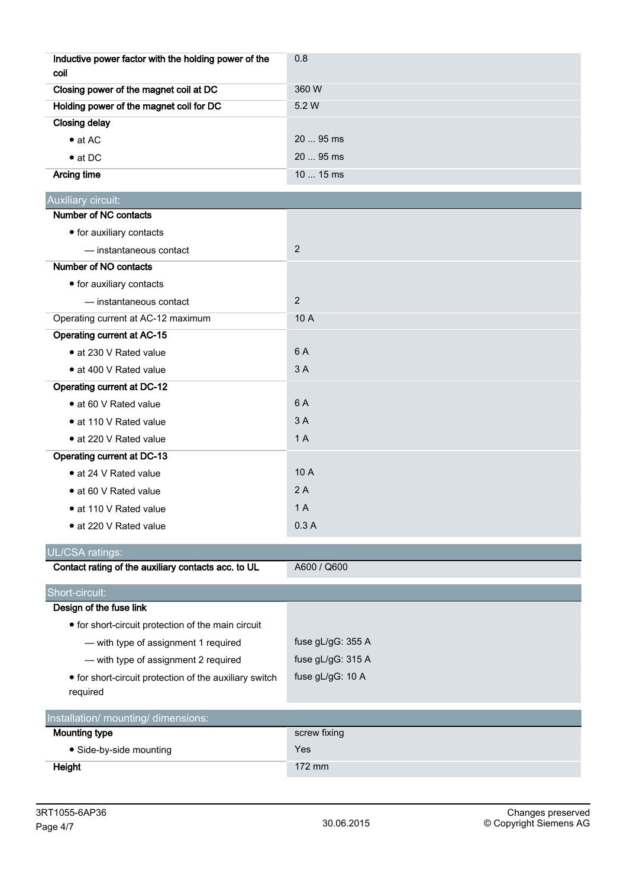| | |
|---|---|
| **Inductive power factor with the holding power of the coil** | 0.8 |
| **Closing power of the magnet coil at DC** | 360 W |
| **Holding power of the magnet coil for DC** | 5.2 W |
| **Closing delay** | |
| • at AC | 20 ... 95 ms |
| • at DC | 20 ... 95 ms |
| **Arcing time** | 10 ... 15 ms |

| Auxiliary circuit: | |
|---|---|
| **Number of NC contacts** | |
| • for auxiliary contacts | |
| — instantaneous contact | 2 |
| **Number of NO contacts** | |
| • for auxiliary contacts | |
| — instantaneous contact | 2 |
| Operating current at AC-12 maximum | 10 A |
| **Operating current at AC-15** | |
| • at 230 V Rated value | 6 A |
| • at 400 V Rated value | 3 A |
| **Operating current at DC-12** | |
| • at 60 V Rated value | 6 A |
| • at 110 V Rated value | 3 A |
| • at 220 V Rated value | 1 A |
| **Operating current at DC-13** | |
| • at 24 V Rated value | 10 A |
| • at 60 V Rated value | 2 A |
| • at 110 V Rated value | 1 A |
| • at 220 V Rated value | 0.3 A |

| UL/CSA ratings: | |
|---|---|
| **Contact rating of the auxiliary contacts acc. to UL** | A600 / Q600 |

| Short-circuit: | |
|---|---|
| **Design of the fuse link** | |
| • for short-circuit protection of the main circuit | |
| — with type of assignment 1 required | fuse gL/gG: 355 A |
| — with type of assignment 2 required | fuse gL/gG: 315 A |
| • for short-circuit protection of the auxiliary switch required | fuse gL/gG: 10 A |

| Installation/ mounting/ dimensions: | |
|---|---|
| **Mounting type** | screw fixing |
| • Side-by-side mounting | Yes |
| **Height** | 172 mm |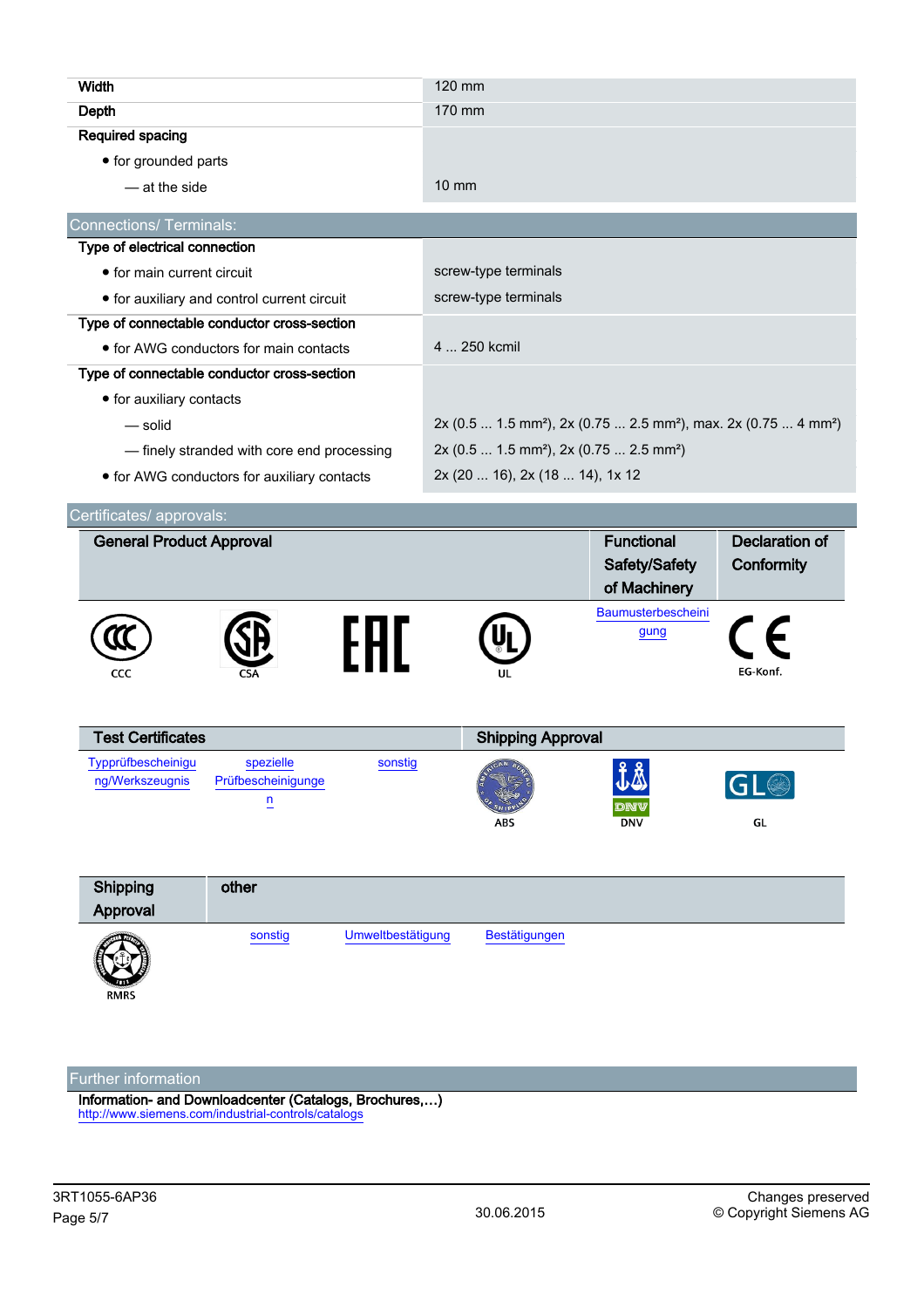| | |
|---|---|
| Width | 120 mm |
| Depth | 170 mm |
| Required spacing | |
| • for grounded parts | |
| — at the side | 10 mm |

## Connections/ Terminals:

| | |
|---|---|
| Type of electrical connection | |
| • for main current circuit | screw-type terminals |
| • for auxiliary and control current circuit | screw-type terminals |
| Type of connectable conductor cross-section | |
| • for AWG conductors for main contacts | 4 ... 250 kcmil |
| Type of connectable conductor cross-section | |
| • for auxiliary contacts | |
| — solid | 2x (0.5 ... 1.5 mm²), 2x (0.75 ... 2.5 mm²), max. 2x (0.75 ... 4 mm²) |
| — finely stranded with core end processing | 2x (0.5 ... 1.5 mm²), 2x (0.75 ... 2.5 mm²) |
| • for AWG conductors for auxiliary contacts | 2x (20 ... 16), 2x (18 ... 14), 1x 12 |

## Certificates/ approvals:

| General Product Approval | | | | Functional Safety/Safety of Machinery | Declaration of Conformity |
|---|---|---|---|---|---|
| CCC | CSA | EAC | UL | Baumusterbescheinigung | EG-Konf. |

| Test Certificates | | | Shipping Approval | | |
|---|---|---|---|---|---|
| Typprüfbescheinigung/Werkszeugnis | spezielle Prüfbescheinigungen | sonstig | ABS | DNV | GL |

| Shipping Approval | other | | |
|---|---|---|---|
| RMRS | sonstig | Umweltbestätigung | Bestätigungen |

## Further information

**Information- and Downloadcenter (Catalogs, Brochures,…)**
http://www.siemens.com/industrial-controls/catalogs

3RT1055-6AP36 — 30.06.2015 — Changes preserved © Copyright Siemens AG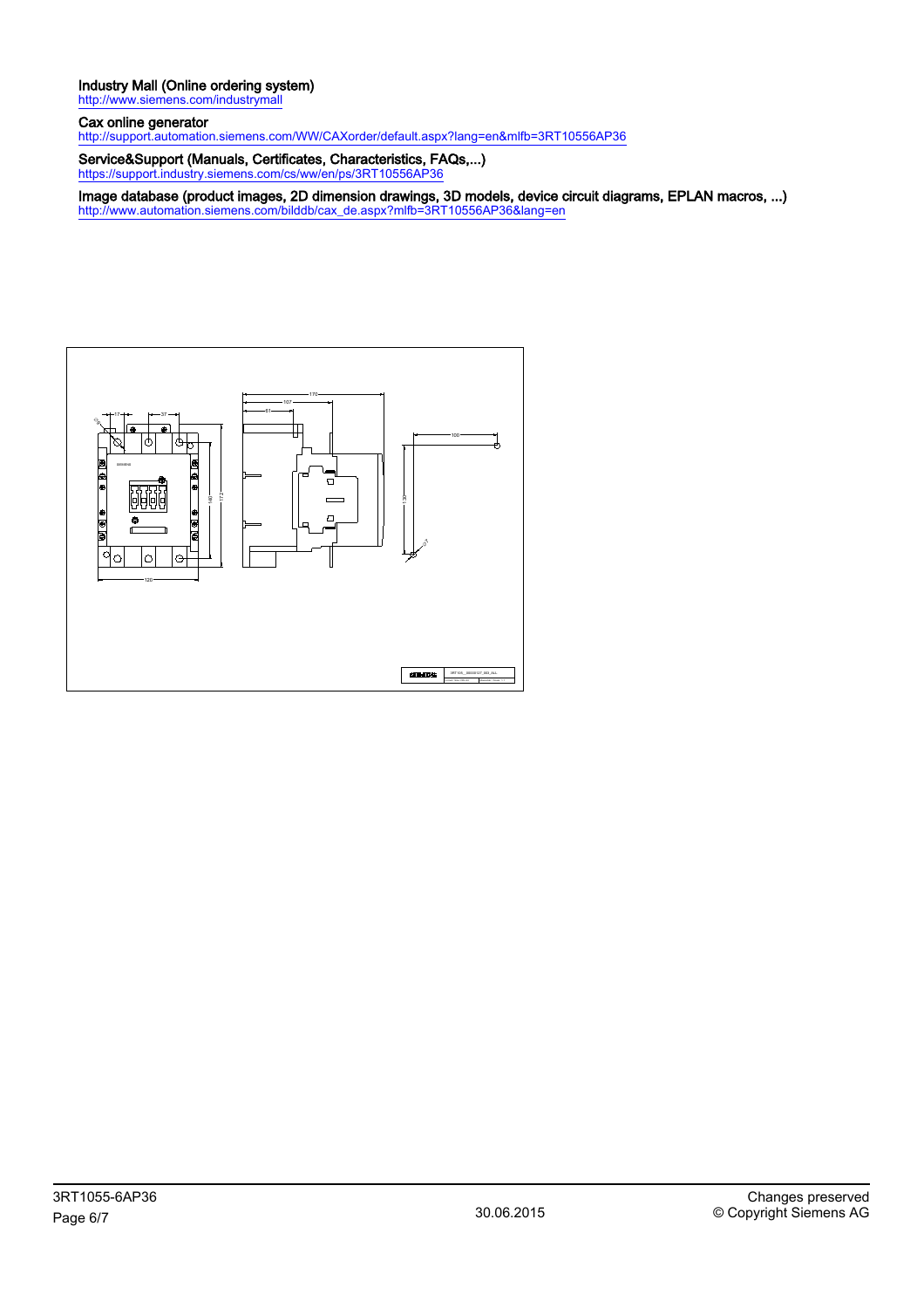**Industry Mall (Online ordering system)**
http://www.siemens.com/industrymall

**Cax online generator**
http://support.automation.siemens.com/WW/CAXorder/default.aspx?lang=en&mlfb=3RT10556AP36

**Service&Support (Manuals, Certificates, Characteristics, FAQs,...)**
https://support.industry.siemens.com/cs/ww/en/ps/3RT10556AP36

**Image database (product images, 2D dimension drawings, 3D models, device circuit diagrams, EPLAN macros, ...)**
http://www.automation.siemens.com/bilddb/cax_de.aspx?mlfb=3RT10556AP36&lang=en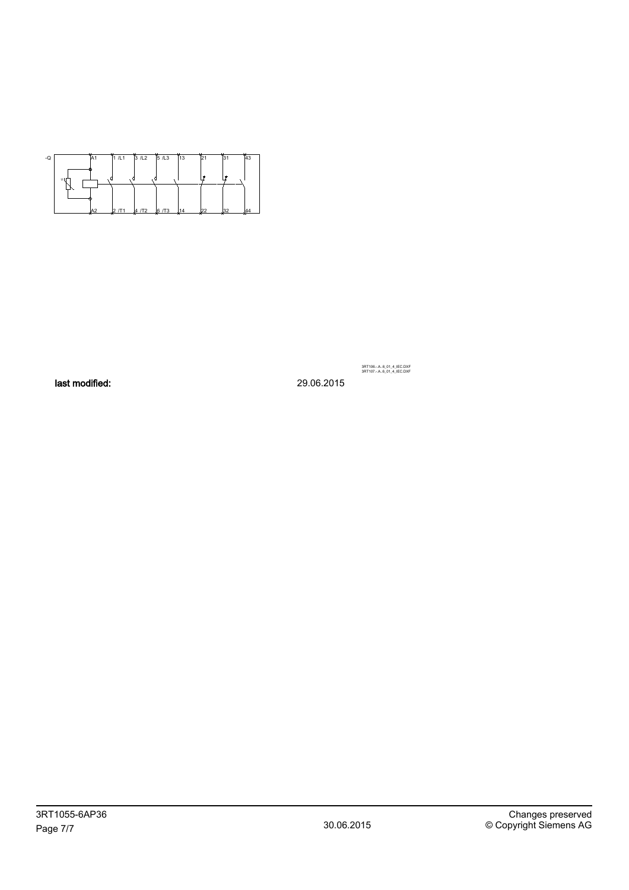-Q

A1 1 /L1 3 /L2 5 /L3 13 21 31 43

A2 2 /T1 4 /T2 6 /T3 14 22 32 44

3RT106-.A..6_01_4_IEC.DXF
3RT107-.A..6_01_4_IEC.DXF

**last modified:** 29.06.2015